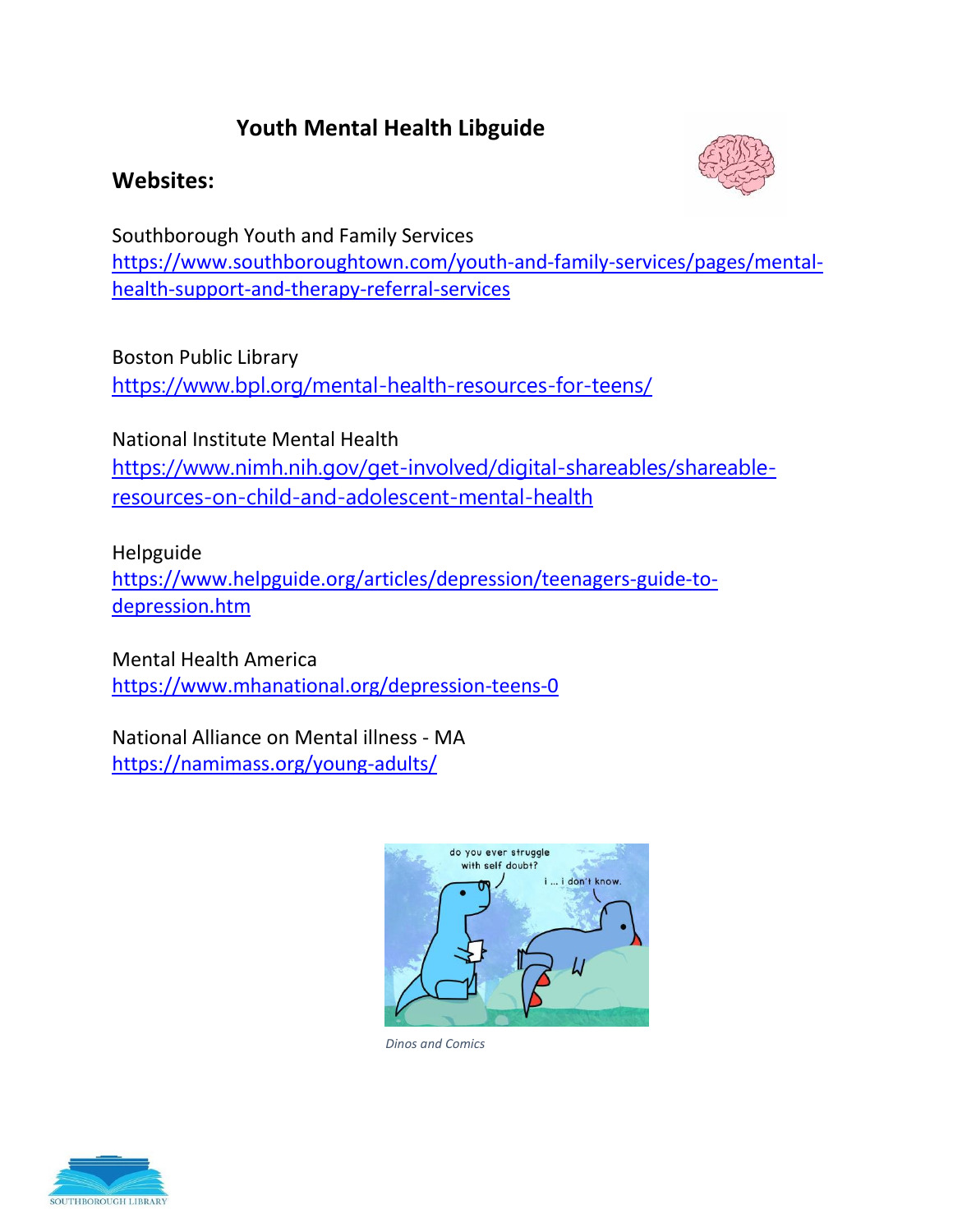# Youth Mental Health Libguide

## Websites:

Southborough Youth and Family Services
https://www.southboroughtown.com/youth-and-family-services/pages/mental-health-support-and-therapy-referral-services

Boston Public Library
https://www.bpl.org/mental-health-resources-for-teens/

National Institute Mental Health
https://www.nimh.nih.gov/get-involved/digital-shareables/shareable-resources-on-child-and-adolescent-mental-health

Helpguide
https://www.helpguide.org/articles/depression/teenagers-guide-to-depression.htm

Mental Health America
https://www.mhanational.org/depression-teens-0

National Alliance on Mental illness - MA
https://namimass.org/young-adults/

*Dinos and Comics*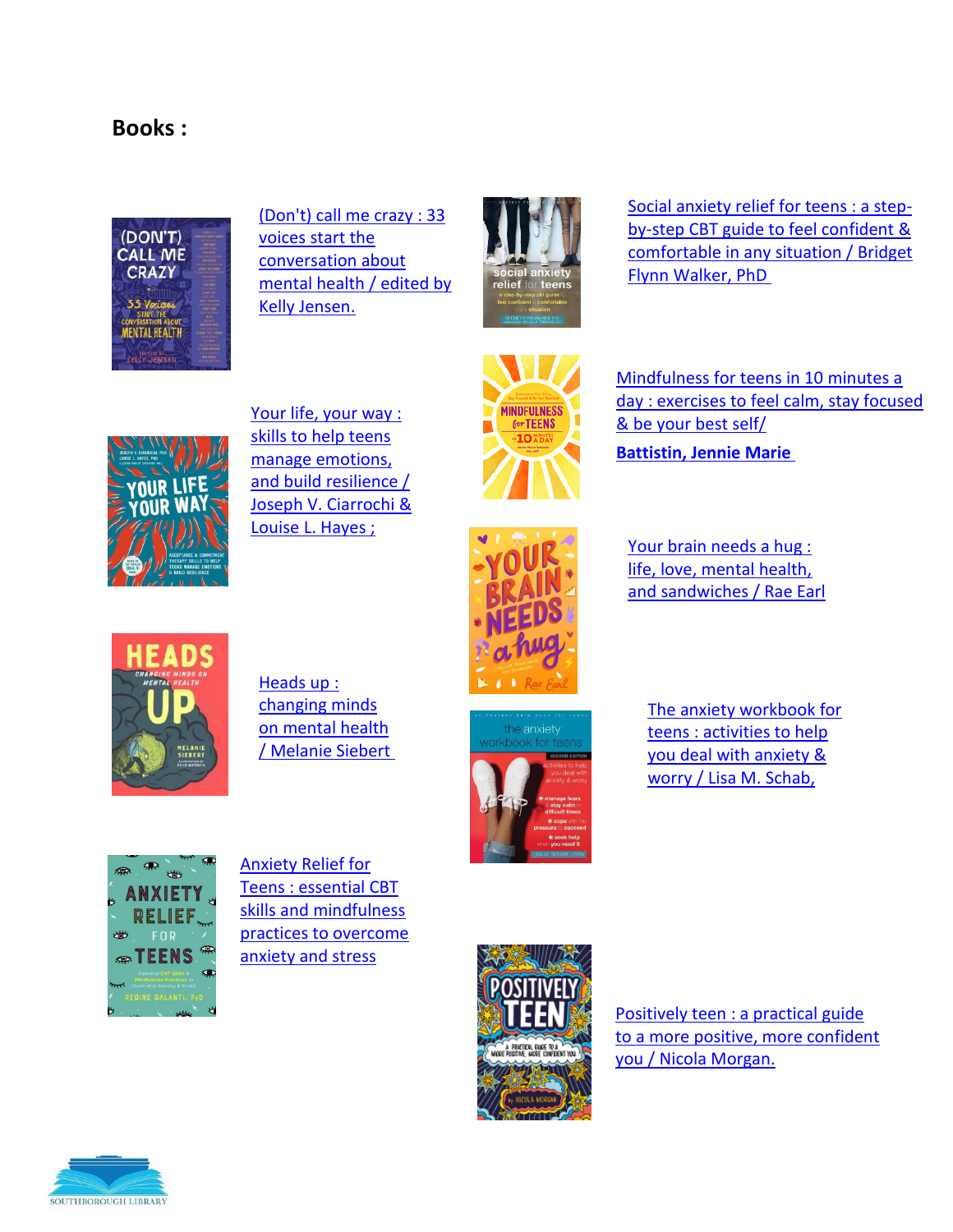**Books :**

(Don't) call me crazy : 33 voices start the conversation about mental health / edited by Kelly Jensen.

Social anxiety relief for teens : a step-by-step CBT guide to feel confident & comfortable in any situation / Bridget Flynn Walker, PhD

Mindfulness for teens in 10 minutes a day : exercises to feel calm, stay focused & be your best self/

**Battistin, Jennie Marie**

Your life, your way : skills to help teens manage emotions, and build resilience / Joseph V. Ciarrochi & Louise L. Hayes ;

Your brain needs a hug : life, love, mental health, and sandwiches / Rae Earl

Heads up : changing minds on mental health / Melanie Siebert

The anxiety workbook for teens : activities to help you deal with anxiety & worry / Lisa M. Schab,

Anxiety Relief for Teens : essential CBT skills and mindfulness practices to overcome anxiety and stress

Positively teen : a practical guide to a more positive, more confident you / Nicola Morgan.

SOUTHBOROUGH LIBRARY